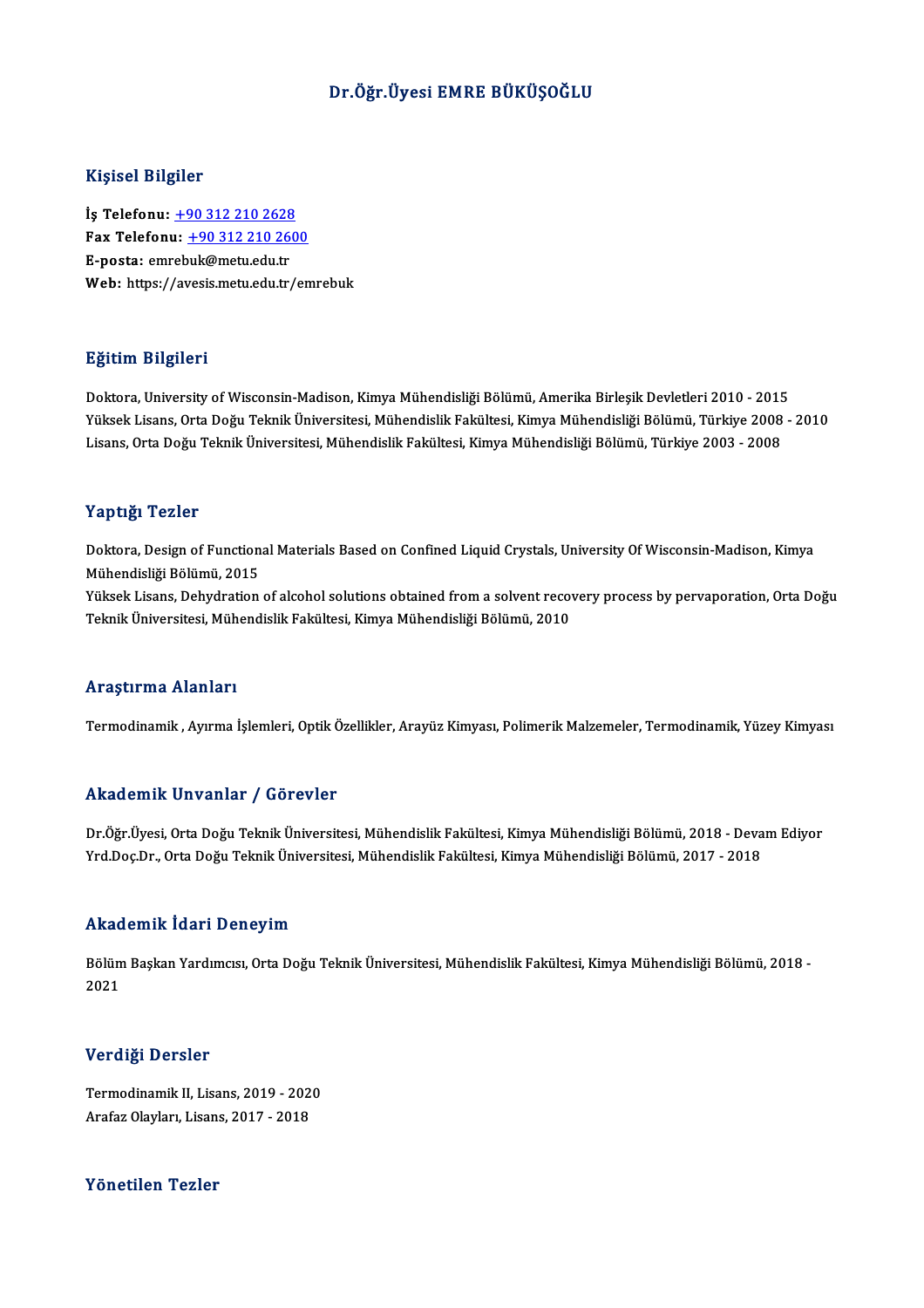# Dr.Öğr.Üyesi EMRE BÜKÜŞOĞLU

## Kişisel Bilgiler

**İş Telefonu:** +90 312 210 2628
**Fax Telefonu:** +90 312 210 2600
**E-posta:** emrebuk@metu.edu.tr
**Web:** https://avesis.metu.edu.tr/emrebuk

## Eğitim Bilgileri

Doktora, University of Wisconsin-Madison, Kimya Mühendisliği Bölümü, Amerika Birleşik Devletleri 2010 - 2015
Yüksek Lisans, Orta Doğu Teknik Üniversitesi, Mühendislik Fakültesi, Kimya Mühendisliği Bölümü, Türkiye 2008 - 2010
Lisans, Orta Doğu Teknik Üniversitesi, Mühendislik Fakültesi, Kimya Mühendisliği Bölümü, Türkiye 2003 - 2008

## Yaptığı Tezler

Doktora, Design of Functional Materials Based on Confined Liquid Crystals, University Of Wisconsin-Madison, Kimya Mühendisliği Bölümü, 2015
Yüksek Lisans, Dehydration of alcohol solutions obtained from a solvent recovery process by pervaporation, Orta Doğu Teknik Üniversitesi, Mühendislik Fakültesi, Kimya Mühendisliği Bölümü, 2010

## Araştırma Alanları

Termodinamik , Ayırma İşlemleri, Optik Özellikler, Arayüz Kimyası, Polimerik Malzemeler, Termodinamik, Yüzey Kimyası

## Akademik Unvanlar / Görevler

Dr.Öğr.Üyesi, Orta Doğu Teknik Üniversitesi, Mühendislik Fakültesi, Kimya Mühendisliği Bölümü, 2018 - Devam Ediyor
Yrd.Doç.Dr., Orta Doğu Teknik Üniversitesi, Mühendislik Fakültesi, Kimya Mühendisliği Bölümü, 2017 - 2018

## Akademik İdari Deneyim

Bölüm Başkan Yardımcısı, Orta Doğu Teknik Üniversitesi, Mühendislik Fakültesi, Kimya Mühendisliği Bölümü, 2018 - 2021

## Verdiği Dersler

Termodinamik II, Lisans, 2019 - 2020
Arafaz Olayları, Lisans, 2017 - 2018

## Yönetilen Tezler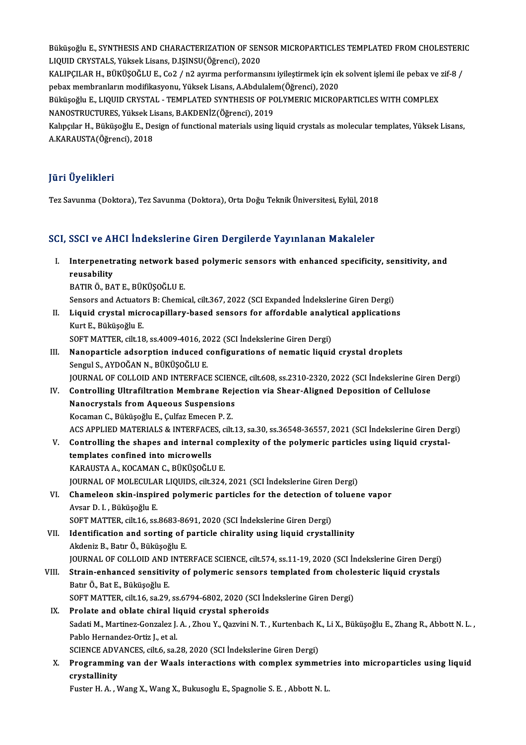Büküşoğlu E., SYNTHESIS AND CHARACTERIZATION OF SENSOR MICROPARTICLES TEMPLATED FROM CHOLESTERIC LIQUID CRYSTALS, Yüksek Lisans, D.IŞINSU(Öğrenci), 2020

KALIPÇILAR H., BÜKÜŞOĞLU E., Co2 / n2 ayırma performansını iyileştirmek için ek solvent işlemi ile pebax ve zif-8 / pebax membranların modifikasyonu, Yüksek Lisans, A.Abdulalem(Öğrenci), 2020

Büküşoğlu E., LIQUID CRYSTAL - TEMPLATED SYNTHESIS OF POLYMERIC MICROPARTICLES WITH COMPLEX NANOSTRUCTURES, Yüksek Lisans, B.AKDENİZ(Öğrenci), 2019

Kalıpçılar H., Büküşoğlu E., Design of functional materials using liquid crystals as molecular templates, Yüksek Lisans, A.KARAUSTA(Öğrenci), 2018

## Jüri Üyelikleri

Tez Savunma (Doktora), Tez Savunma (Doktora), Orta Doğu Teknik Üniversitesi, Eylül, 2018

## SCI, SSCI ve AHCI İndekslerine Giren Dergilerde Yayınlanan Makaleler

I. **Interpenetrating network based polymeric sensors with enhanced specificity, sensitivity, and reusability**
BATIR Ö., BAT E., BÜKÜŞOĞLU E.
Sensors and Actuators B: Chemical, cilt.367, 2022 (SCI Expanded İndekslerine Giren Dergi)

II. **Liquid crystal microcapillary-based sensors for affordable analytical applications**
Kurt E., Büküşoğlu E.
SOFT MATTER, cilt.18, ss.4009-4016, 2022 (SCI İndekslerine Giren Dergi)

III. **Nanoparticle adsorption induced configurations of nematic liquid crystal droplets**
Sengul S., AYDOĞAN N., BÜKÜŞOĞLU E.
JOURNAL OF COLLOID AND INTERFACE SCIENCE, cilt.608, ss.2310-2320, 2022 (SCI İndekslerine Giren Dergi)

IV. **Controlling Ultrafiltration Membrane Rejection via Shear-Aligned Deposition of Cellulose Nanocrystals from Aqueous Suspensions**
Kocaman C., Büküşoğlu E., Çulfaz Emecen P. Z.
ACS APPLIED MATERIALS & INTERFACES, cilt.13, sa.30, ss.36548-36557, 2021 (SCI İndekslerine Giren Dergi)

V. **Controlling the shapes and internal complexity of the polymeric particles using liquid crystal-templates confined into microwells**
KARAUSTA A., KOCAMAN C., BÜKÜŞOĞLU E.
JOURNAL OF MOLECULAR LIQUIDS, cilt.324, 2021 (SCI İndekslerine Giren Dergi)

VI. **Chameleon skin-inspired polymeric particles for the detection of toluene vapor**
Avsar D. I. , Büküşoğlu E.
SOFT MATTER, cilt.16, ss.8683-8691, 2020 (SCI İndekslerine Giren Dergi)

VII. **Identification and sorting of particle chirality using liquid crystallinity**
Akdeniz B., Batır Ö., Büküşoğlu E.
JOURNAL OF COLLOID AND INTERFACE SCIENCE, cilt.574, ss.11-19, 2020 (SCI İndekslerine Giren Dergi)

VIII. **Strain-enhanced sensitivity of polymeric sensors templated from cholesteric liquid crystals**
Batır Ö., Bat E., Büküşoğlu E.
SOFT MATTER, cilt.16, sa.29, ss.6794-6802, 2020 (SCI İndekslerine Giren Dergi)

IX. **Prolate and oblate chiral liquid crystal spheroids**
Sadati M., Martinez-Gonzalez J. A. , Zhou Y., Qazvini N. T. , Kurtenbach K., Li X., Büküşoğlu E., Zhang R., Abbott N. L. , Pablo Hernandez-Ortiz J., et al.
SCIENCE ADVANCES, cilt.6, sa.28, 2020 (SCI İndekslerine Giren Dergi)

X. **Programming van der Waals interactions with complex symmetries into microparticles using liquid crystallinity**
Fuster H. A. , Wang X., Wang X., Bukusoglu E., Spagnolie S. E. , Abbott N. L.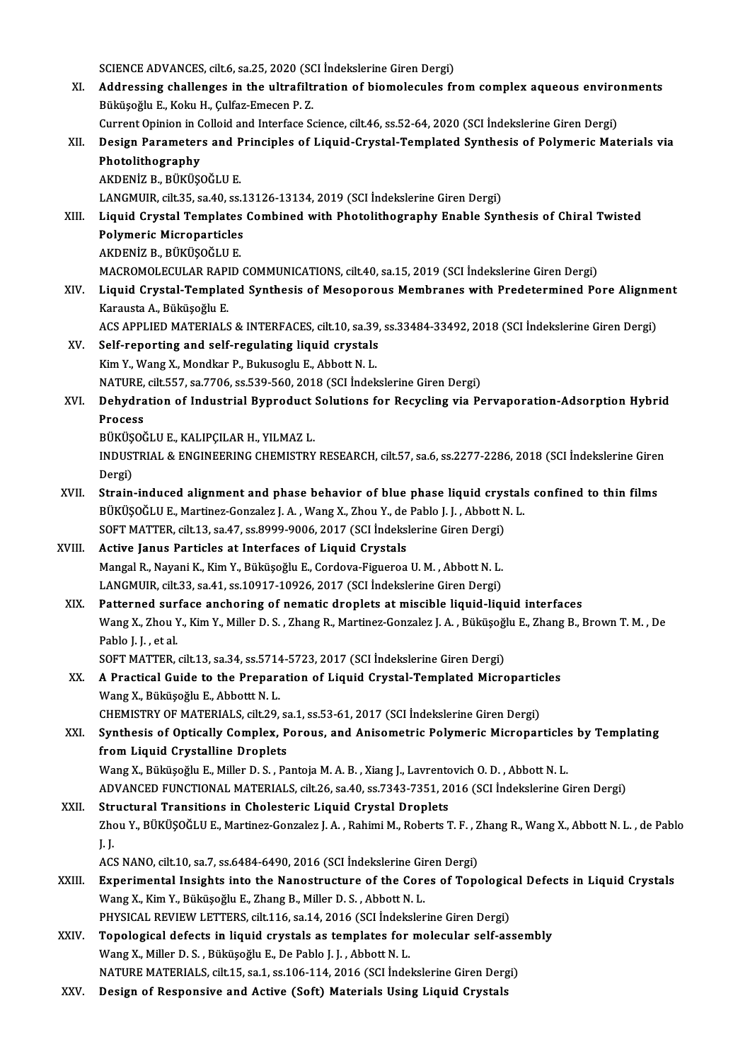SCIENCE ADVANCES, cilt.6, sa.25, 2020 (SCI İndekslerine Giren Dergi)

XI. **Addressing challenges in the ultrafiltration of biomolecules from complex aqueous environments**
Büküşoğlu E., Koku H., Çulfaz-Emecen P. Z.
Current Opinion in Colloid and Interface Science, cilt.46, ss.52-64, 2020 (SCI İndekslerine Giren Dergi)

XII. **Design Parameters and Principles of Liquid-Crystal-Templated Synthesis of Polymeric Materials via Photolithography**
AKDENİZ B., BÜKÜŞOĞLU E.
LANGMUIR, cilt.35, sa.40, ss.13126-13134, 2019 (SCI İndekslerine Giren Dergi)

XIII. **Liquid Crystal Templates Combined with Photolithography Enable Synthesis of Chiral Twisted Polymeric Microparticles**
AKDENİZ B., BÜKÜŞOĞLU E.
MACROMOLECULAR RAPID COMMUNICATIONS, cilt.40, sa.15, 2019 (SCI İndekslerine Giren Dergi)

XIV. **Liquid Crystal-Templated Synthesis of Mesoporous Membranes with Predetermined Pore Alignment**
Karausta A., Büküşoğlu E.
ACS APPLIED MATERIALS & INTERFACES, cilt.10, sa.39, ss.33484-33492, 2018 (SCI İndekslerine Giren Dergi)

XV. **Self-reporting and self-regulating liquid crystals**
Kim Y., Wang X., Mondkar P., Bukusoglu E., Abbott N. L.
NATURE, cilt.557, sa.7706, ss.539-560, 2018 (SCI İndekslerine Giren Dergi)

XVI. **Dehydration of Industrial Byproduct Solutions for Recycling via Pervaporation-Adsorption Hybrid Process**
BÜKÜŞOĞLU E., KALIPÇILAR H., YILMAZ L.
INDUSTRIAL & ENGINEERING CHEMISTRY RESEARCH, cilt.57, sa.6, ss.2277-2286, 2018 (SCI İndekslerine Giren Dergi)

XVII. **Strain-induced alignment and phase behavior of blue phase liquid crystals confined to thin films**
BÜKÜŞOĞLU E., Martinez-Gonzalez J. A. , Wang X., Zhou Y., de Pablo J. J. , Abbott N. L.
SOFT MATTER, cilt.13, sa.47, ss.8999-9006, 2017 (SCI İndekslerine Giren Dergi)

XVIII. **Active Janus Particles at Interfaces of Liquid Crystals**
Mangal R., Nayani K., Kim Y., Büküşoğlu E., Cordova-Figueroa U. M. , Abbott N. L.
LANGMUIR, cilt.33, sa.41, ss.10917-10926, 2017 (SCI İndekslerine Giren Dergi)

XIX. **Patterned surface anchoring of nematic droplets at miscible liquid-liquid interfaces**
Wang X., Zhou Y., Kim Y., Miller D. S. , Zhang R., Martinez-Gonzalez J. A. , Büküşoğlu E., Zhang B., Brown T. M. , De Pablo J. J. , et al.
SOFT MATTER, cilt.13, sa.34, ss.5714-5723, 2017 (SCI İndekslerine Giren Dergi)

XX. **A Practical Guide to the Preparation of Liquid Crystal-Templated Microparticles**
Wang X., Büküşoğlu E., Abbottt N. L.
CHEMISTRY OF MATERIALS, cilt.29, sa.1, ss.53-61, 2017 (SCI İndekslerine Giren Dergi)

XXI. **Synthesis of Optically Complex, Porous, and Anisometric Polymeric Microparticles by Templating from Liquid Crystalline Droplets**
Wang X., Büküşoğlu E., Miller D. S. , Pantoja M. A. B. , Xiang J., Lavrentovich O. D. , Abbott N. L.
ADVANCED FUNCTIONAL MATERIALS, cilt.26, sa.40, ss.7343-7351, 2016 (SCI İndekslerine Giren Dergi)

XXII. **Structural Transitions in Cholesteric Liquid Crystal Droplets**
Zhou Y., BÜKÜŞOĞLU E., Martinez-Gonzalez J. A. , Rahimi M., Roberts T. F. , Zhang R., Wang X., Abbott N. L. , de Pablo J. J.
ACS NANO, cilt.10, sa.7, ss.6484-6490, 2016 (SCI İndekslerine Giren Dergi)

XXIII. **Experimental Insights into the Nanostructure of the Cores of Topological Defects in Liquid Crystals**
Wang X., Kim Y., Büküşoğlu E., Zhang B., Miller D. S. , Abbott N. L.
PHYSICAL REVIEW LETTERS, cilt.116, sa.14, 2016 (SCI İndekslerine Giren Dergi)

XXIV. **Topological defects in liquid crystals as templates for molecular self-assembly**
Wang X., Miller D. S. , Büküşoğlu E., De Pablo J. J. , Abbott N. L.
NATURE MATERIALS, cilt.15, sa.1, ss.106-114, 2016 (SCI İndekslerine Giren Dergi)

XXV. **Design of Responsive and Active (Soft) Materials Using Liquid Crystals**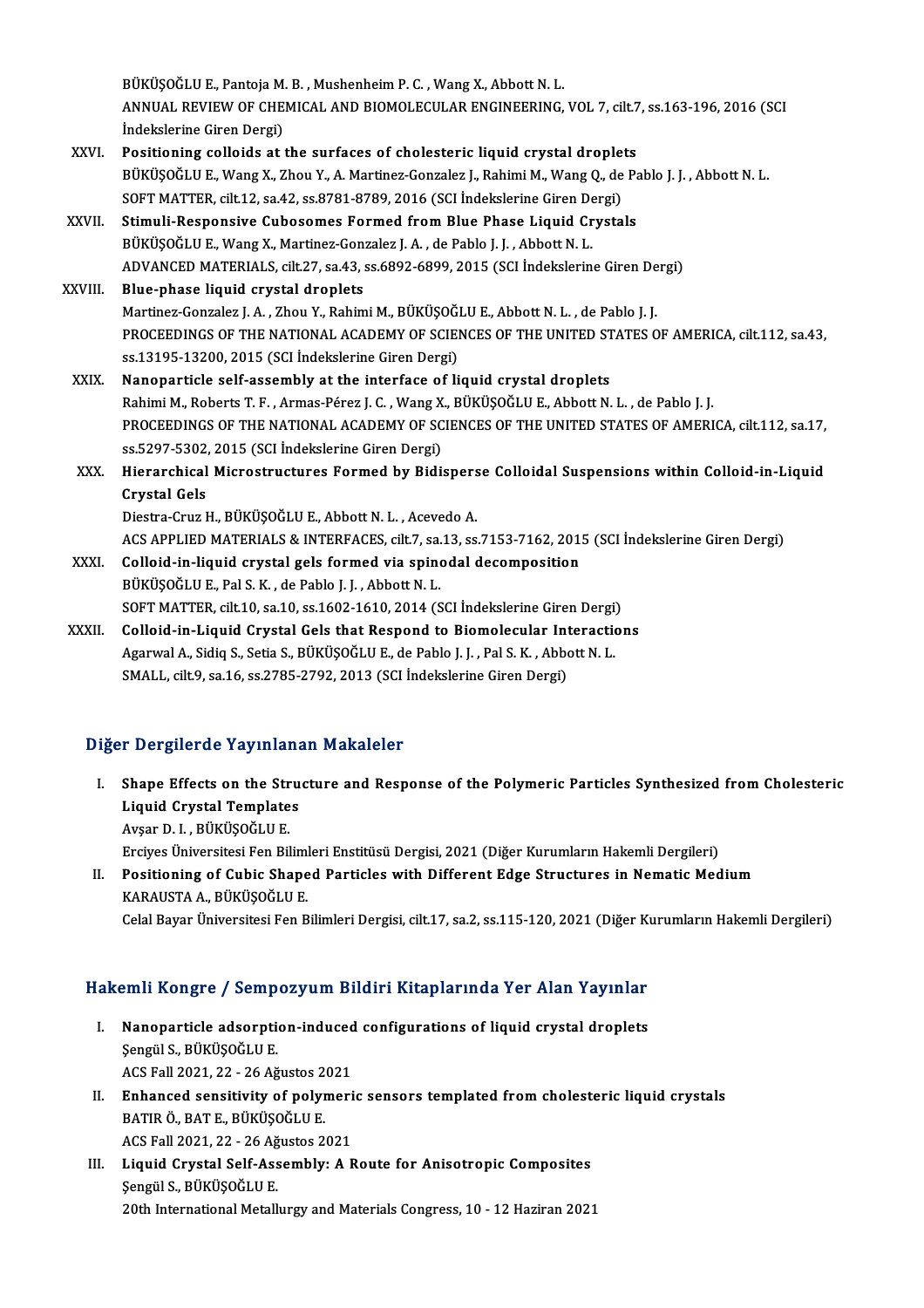BÜKÜŞOĞLU E., Pantoja M. B. , Mushenheim P. C. , Wang X., Abbott N. L.
ANNUAL REVIEW OF CHEMICAL AND BIOMOLECULAR ENGINEERING, VOL 7, cilt.7, ss.163-196, 2016 (SCI İndekslerine Giren Dergi)

XXVI. **Positioning colloids at the surfaces of cholesteric liquid crystal droplets**
BÜKÜŞOĞLU E., Wang X., Zhou Y., A. Martinez-Gonzalez J., Rahimi M., Wang Q., de Pablo J. J. , Abbott N. L.
SOFT MATTER, cilt.12, sa.42, ss.8781-8789, 2016 (SCI İndekslerine Giren Dergi)

XXVII. **Stimuli-Responsive Cubosomes Formed from Blue Phase Liquid Crystals**
BÜKÜŞOĞLU E., Wang X., Martinez-Gonzalez J. A. , de Pablo J. J. , Abbott N. L.
ADVANCED MATERIALS, cilt.27, sa.43, ss.6892-6899, 2015 (SCI İndekslerine Giren Dergi)

XXVIII. **Blue-phase liquid crystal droplets**
Martinez-Gonzalez J. A. , Zhou Y., Rahimi M., BÜKÜŞOĞLU E., Abbott N. L. , de Pablo J. J.
PROCEEDINGS OF THE NATIONAL ACADEMY OF SCIENCES OF THE UNITED STATES OF AMERICA, cilt.112, sa.43, ss.13195-13200, 2015 (SCI İndekslerine Giren Dergi)

XXIX. **Nanoparticle self-assembly at the interface of liquid crystal droplets**
Rahimi M., Roberts T. F. , Armas-Pérez J. C. , Wang X., BÜKÜŞOĞLU E., Abbott N. L. , de Pablo J. J.
PROCEEDINGS OF THE NATIONAL ACADEMY OF SCIENCES OF THE UNITED STATES OF AMERICA, cilt.112, sa.17, ss.5297-5302, 2015 (SCI İndekslerine Giren Dergi)

XXX. **Hierarchical Microstructures Formed by Bidisperse Colloidal Suspensions within Colloid-in-Liquid Crystal Gels**
Diestra-Cruz H., BÜKÜŞOĞLU E., Abbott N. L. , Acevedo A.
ACS APPLIED MATERIALS & INTERFACES, cilt.7, sa.13, ss.7153-7162, 2015 (SCI İndekslerine Giren Dergi)

XXXI. **Colloid-in-liquid crystal gels formed via spinodal decomposition**
BÜKÜŞOĞLU E., Pal S. K. , de Pablo J. J. , Abbott N. L.
SOFT MATTER, cilt.10, sa.10, ss.1602-1610, 2014 (SCI İndekslerine Giren Dergi)

XXXII. **Colloid-in-Liquid Crystal Gels that Respond to Biomolecular Interactions**
Agarwal A., Sidiq S., Setia S., BÜKÜŞOĞLU E., de Pablo J. J. , Pal S. K. , Abbott N. L.
SMALL, cilt.9, sa.16, ss.2785-2792, 2013 (SCI İndekslerine Giren Dergi)

## Diğer Dergilerde Yayınlanan Makaleler

I. **Shape Effects on the Structure and Response of the Polymeric Particles Synthesized from Cholesteric Liquid Crystal Templates**
Avşar D. I. , BÜKÜŞOĞLU E.
Erciyes Üniversitesi Fen Bilimleri Enstitüsü Dergisi, 2021 (Diğer Kurumların Hakemli Dergileri)

II. **Positioning of Cubic Shaped Particles with Different Edge Structures in Nematic Medium**
KARAUSTA A., BÜKÜŞOĞLU E.
Celal Bayar Üniversitesi Fen Bilimleri Dergisi, cilt.17, sa.2, ss.115-120, 2021 (Diğer Kurumların Hakemli Dergileri)

## Hakemli Kongre / Sempozyum Bildiri Kitaplarında Yer Alan Yayınlar

I. **Nanoparticle adsorption-induced configurations of liquid crystal droplets**
Şengül S., BÜKÜŞOĞLU E.
ACS Fall 2021, 22 - 26 Ağustos 2021

II. **Enhanced sensitivity of polymeric sensors templated from cholesteric liquid crystals**
BATIR Ö., BAT E., BÜKÜŞOĞLU E.
ACS Fall 2021, 22 - 26 Ağustos 2021

III. **Liquid Crystal Self-Assembly: A Route for Anisotropic Composites**
Şengül S., BÜKÜŞOĞLU E.
20th International Metallurgy and Materials Congress, 10 - 12 Haziran 2021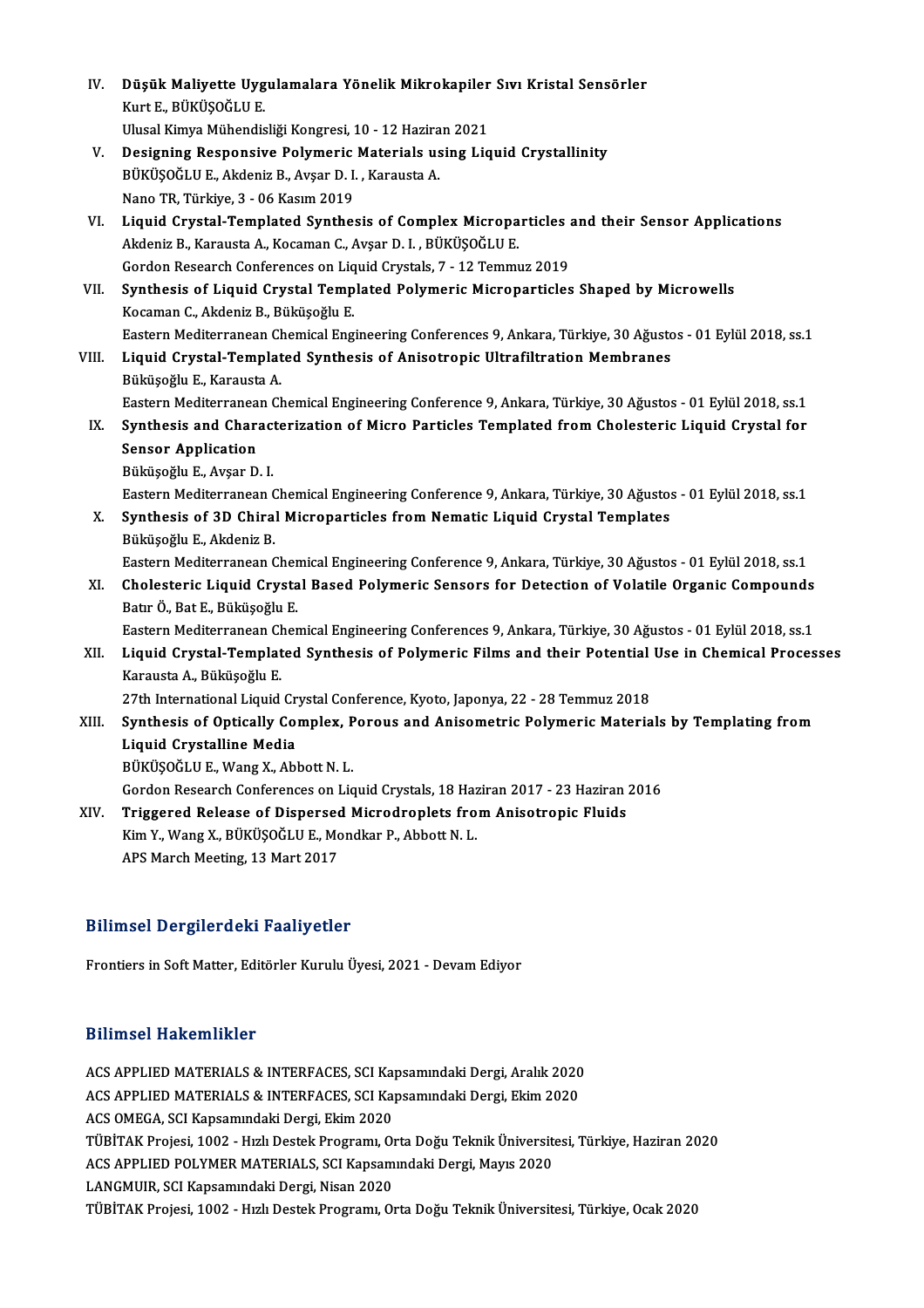IV. **Düşük Maliyette Uygulamalara Yönelik Mikrokapiler Sıvı Kristal Sensörler**
Kurt E., BÜKÜŞOĞLU E.
Ulusal Kimya Mühendisliği Kongresi, 10 - 12 Haziran 2021

V. **Designing Responsive Polymeric Materials using Liquid Crystallinity**
BÜKÜŞOĞLU E., Akdeniz B., Avşar D. I. , Karausta A.
Nano TR, Türkiye, 3 - 06 Kasım 2019

VI. **Liquid Crystal-Templated Synthesis of Complex Microparticles and their Sensor Applications**
Akdeniz B., Karausta A., Kocaman C., Avşar D. I. , BÜKÜŞOĞLU E.
Gordon Research Conferences on Liquid Crystals, 7 - 12 Temmuz 2019

VII. **Synthesis of Liquid Crystal Templated Polymeric Microparticles Shaped by Microwells**
Kocaman C., Akdeniz B., Büküşoğlu E.
Eastern Mediterranean Chemical Engineering Conferences 9, Ankara, Türkiye, 30 Ağustos - 01 Eylül 2018, ss.1

VIII. **Liquid Crystal-Templated Synthesis of Anisotropic Ultrafiltration Membranes**
Büküşoğlu E., Karausta A.
Eastern Mediterranean Chemical Engineering Conference 9, Ankara, Türkiye, 30 Ağustos - 01 Eylül 2018, ss.1

IX. **Synthesis and Characterization of Micro Particles Templated from Cholesteric Liquid Crystal for Sensor Application**
Büküşoğlu E., Avşar D. I.
Eastern Mediterranean Chemical Engineering Conference 9, Ankara, Türkiye, 30 Ağustos - 01 Eylül 2018, ss.1

X. **Synthesis of 3D Chiral Microparticles from Nematic Liquid Crystal Templates**
Büküşoğlu E., Akdeniz B.
Eastern Mediterranean Chemical Engineering Conference 9, Ankara, Türkiye, 30 Ağustos - 01 Eylül 2018, ss.1

XI. **Cholesteric Liquid Crystal Based Polymeric Sensors for Detection of Volatile Organic Compounds**
Batır Ö., Bat E., Büküşoğlu E.
Eastern Mediterranean Chemical Engineering Conferences 9, Ankara, Türkiye, 30 Ağustos - 01 Eylül 2018, ss.1

XII. **Liquid Crystal-Templated Synthesis of Polymeric Films and their Potential Use in Chemical Processes**
Karausta A., Büküşoğlu E.
27th International Liquid Crystal Conference, Kyoto, Japonya, 22 - 28 Temmuz 2018

XIII. **Synthesis of Optically Complex, Porous and Anisometric Polymeric Materials by Templating from Liquid Crystalline Media**
BÜKÜŞOĞLU E., Wang X., Abbott N. L.
Gordon Research Conferences on Liquid Crystals, 18 Haziran 2017 - 23 Haziran 2016

XIV. **Triggered Release of Dispersed Microdroplets from Anisotropic Fluids**
Kim Y., Wang X., BÜKÜŞOĞLU E., Mondkar P., Abbott N. L.
APS March Meeting, 13 Mart 2017

## Bilimsel Dergilerdeki Faaliyetler

Frontiers in Soft Matter, Editörler Kurulu Üyesi, 2021 - Devam Ediyor

## Bilimsel Hakemlikler

ACS APPLIED MATERIALS & INTERFACES, SCI Kapsamındaki Dergi, Aralık 2020
ACS APPLIED MATERIALS & INTERFACES, SCI Kapsamındaki Dergi, Ekim 2020
ACS OMEGA, SCI Kapsamındaki Dergi, Ekim 2020
TÜBİTAK Projesi, 1002 - Hızlı Destek Programı, Orta Doğu Teknik Üniversitesi, Türkiye, Haziran 2020
ACS APPLIED POLYMER MATERIALS, SCI Kapsamındaki Dergi, Mayıs 2020
LANGMUIR, SCI Kapsamındaki Dergi, Nisan 2020
TÜBİTAK Projesi, 1002 - Hızlı Destek Programı, Orta Doğu Teknik Üniversitesi, Türkiye, Ocak 2020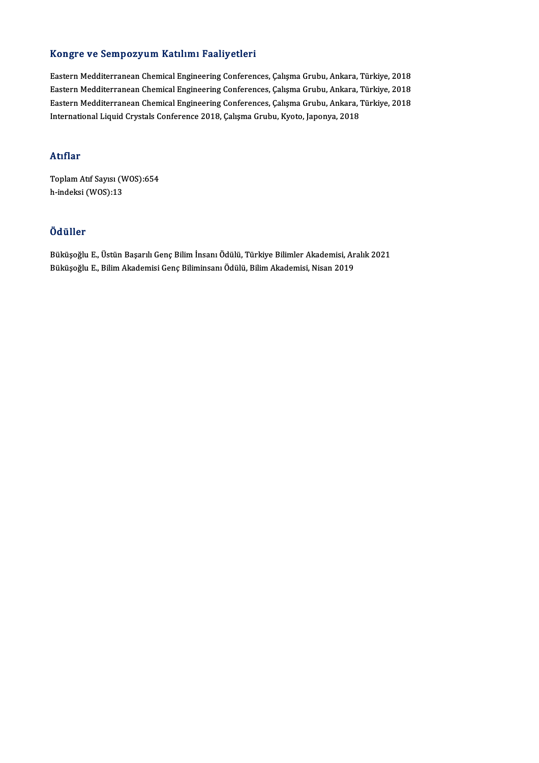## Kongre ve Sempozyum Katılımı Faaliyetleri

Eastern Medditerranean Chemical Engineering Conferences, Çalışma Grubu, Ankara, Türkiye, 2018
Eastern Medditerranean Chemical Engineering Conferences, Çalışma Grubu, Ankara, Türkiye, 2018
Eastern Medditerranean Chemical Engineering Conferences, Çalışma Grubu, Ankara, Türkiye, 2018
International Liquid Crystals Conference 2018, Çalışma Grubu, Kyoto, Japonya, 2018

## Atıflar

Toplam Atıf Sayısı (WOS):654
h-indeksi (WOS):13

## Ödüller

Büküşoğlu E., Üstün Başarılı Genç Bilim İnsanı Ödülü, Türkiye Bilimler Akademisi, Aralık 2021
Büküşoğlu E., Bilim Akademisi Genç Biliminsanı Ödülü, Bilim Akademisi, Nisan 2019